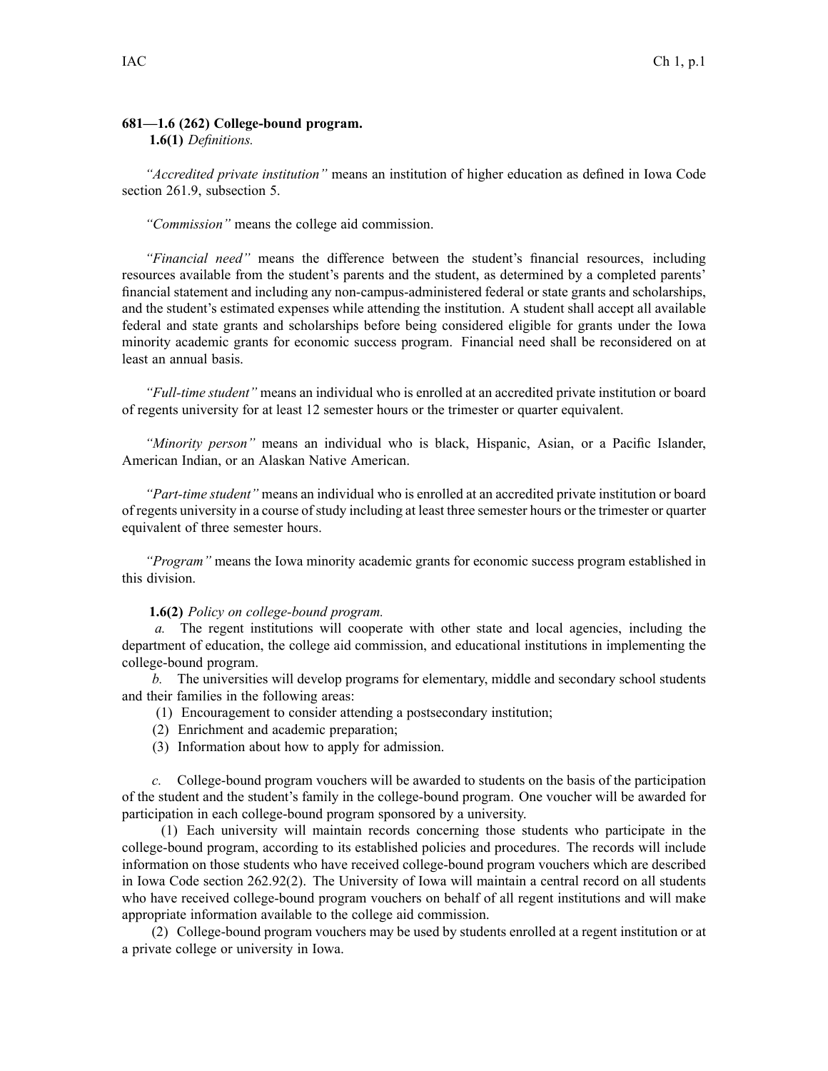**681—1.6 (262) College-bound program.**

**1.6(1)** *Definitions.*

*"Accredited private institution"* means an institution of higher education as defined in Iowa Code section 261.9, subsection 5.

*"Commission"* means the college aid commission.

*"Financial need"* means the difference between the student's financial resources, including resources available from the student's parents and the student, as determined by a completed parents' financial statement and including any non-campus-administered federal or state grants and scholarships, and the student's estimated expenses while attending the institution. A student shall accept all available federal and state grants and scholarships before being considered eligible for grants under the Iowa minority academic grants for economic success program. Financial need shall be reconsidered on at least an annual basis.

*"Full-time student"* means an individual who is enrolled at an accredited private institution or board of regents university for at least 12 semester hours or the trimester or quarter equivalent.

*"Minority person"* means an individual who is black, Hispanic, Asian, or a Pacific Islander, American Indian, or an Alaskan Native American.

*"Part-time student"* means an individual who is enrolled at an accredited private institution or board of regents university in a course of study including at least three semester hours or the trimester or quarter equivalent of three semester hours.

*"Program"* means the Iowa minority academic grants for economic success program established in this division.

**1.6(2)** *Policy on college-bound program.*

*a.* The regent institutions will cooperate with other state and local agencies, including the department of education, the college aid commission, and educational institutions in implementing the college-bound program.

*b.* The universities will develop programs for elementary, middle and secondary school students and their families in the following areas:

(1) Encouragement to consider attending a postsecondary institution;

(2) Enrichment and academic preparation;

(3) Information about how to apply for admission.

*c.* College-bound program vouchers will be awarded to students on the basis of the participation of the student and the student's family in the college-bound program. One voucher will be awarded for participation in each college-bound program sponsored by a university.

(1) Each university will maintain records concerning those students who participate in the college-bound program, according to its established policies and procedures. The records will include information on those students who have received college-bound program vouchers which are described in Iowa Code section 262.92(2). The University of Iowa will maintain a central record on all students who have received college-bound program vouchers on behalf of all regent institutions and will make appropriate information available to the college aid commission.

(2) College-bound program vouchers may be used by students enrolled at a regent institution or at a private college or university in Iowa.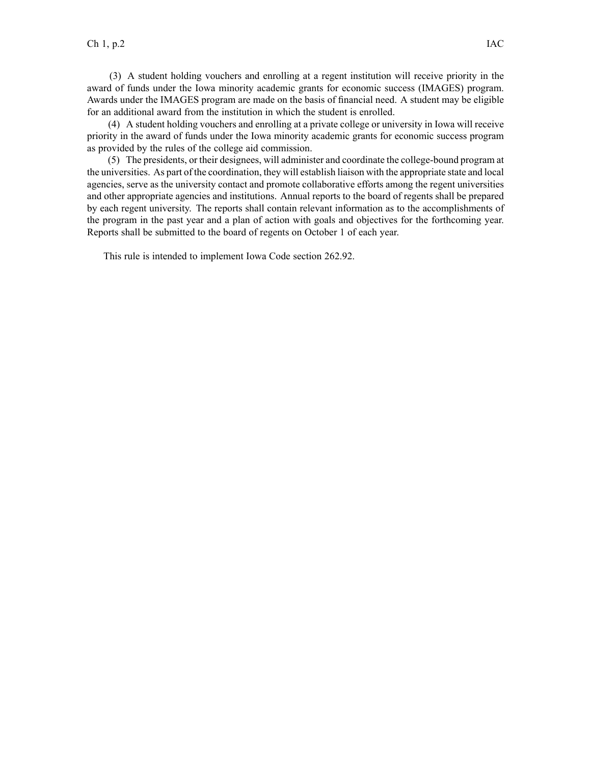(3) A student holding vouchers and enrolling at a regent institution will receive priority in the award of funds under the Iowa minority academic grants for economic success (IMAGES) program. Awards under the IMAGES program are made on the basis of financial need. A student may be eligible for an additional award from the institution in which the student is enrolled.

(4) A student holding vouchers and enrolling at a private college or university in Iowa will receive priority in the award of funds under the Iowa minority academic grants for economic success program as provided by the rules of the college aid commission.

(5) The presidents, or their designees, will administer and coordinate the college-bound program at the universities. As part of the coordination, they will establish liaison with the appropriate state and local agencies, serve as the university contact and promote collaborative efforts among the regent universities and other appropriate agencies and institutions. Annual reports to the board of regents shall be prepared by each regent university. The reports shall contain relevant information as to the accomplishments of the program in the past year and a plan of action with goals and objectives for the forthcoming year. Reports shall be submitted to the board of regents on October 1 of each year.

This rule is intended to implement Iowa Code section 262.92.